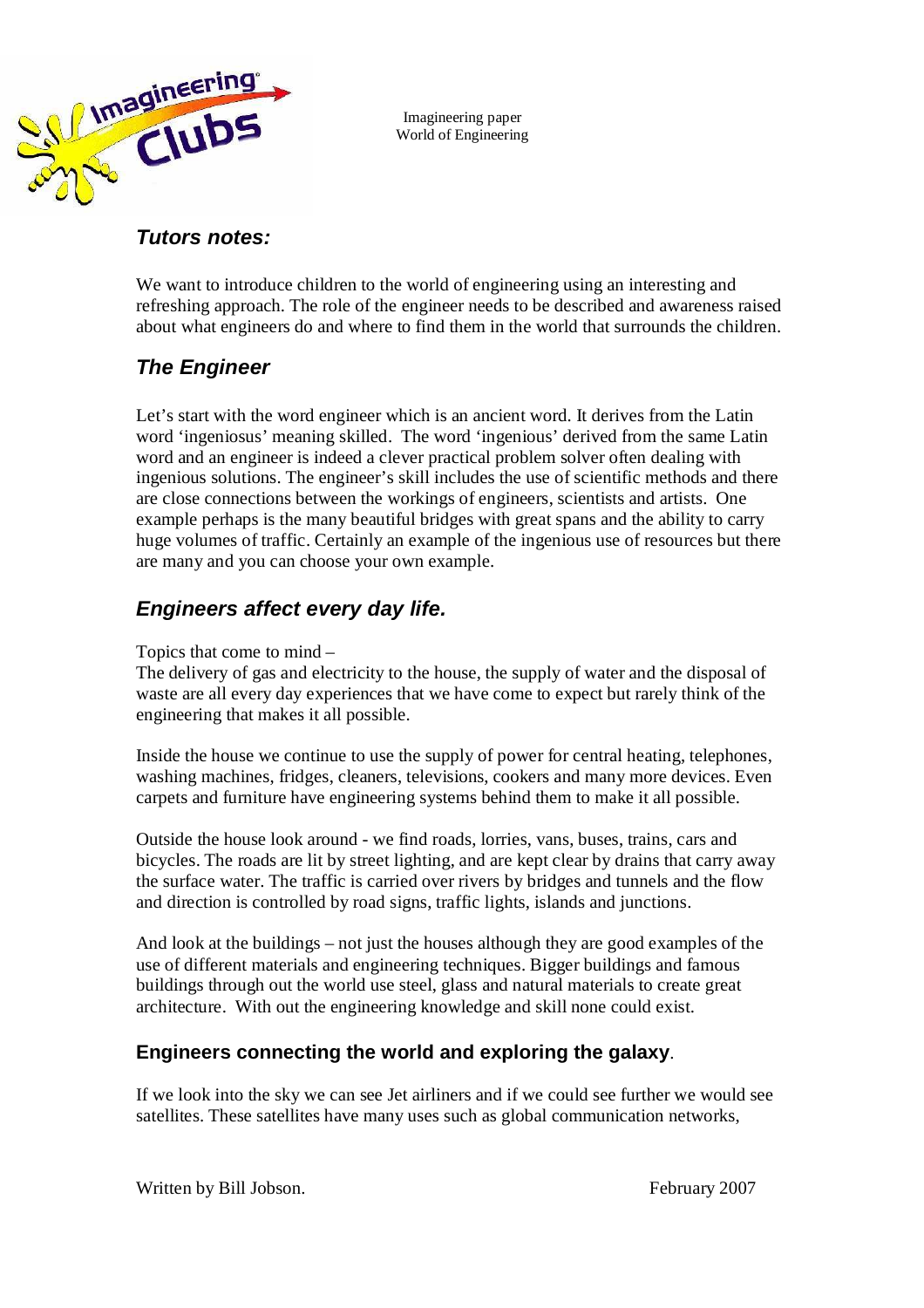Imagineering paper
World of Engineering

## *Tutors notes:*

We want to introduce children to the world of engineering using an interesting and refreshing approach. The role of the engineer needs to be described and awareness raised about what engineers do and where to find them in the world that surrounds the children.

## *The Engineer*

Let's start with the word engineer which is an ancient word. It derives from the Latin word 'ingeniosus' meaning skilled. The word 'ingenious' derived from the same Latin word and an engineer is indeed a clever practical problem solver often dealing with ingenious solutions. The engineer's skill includes the use of scientific methods and there are close connections between the workings of engineers, scientists and artists. One example perhaps is the many beautiful bridges with great spans and the ability to carry huge volumes of traffic. Certainly an example of the ingenious use of resources but there are many and you can choose your own example.

## *Engineers affect every day life.*

Topics that come to mind –

The delivery of gas and electricity to the house, the supply of water and the disposal of waste are all every day experiences that we have come to expect but rarely think of the engineering that makes it all possible.

Inside the house we continue to use the supply of power for central heating, telephones, washing machines, fridges, cleaners, televisions, cookers and many more devices. Even carpets and furniture have engineering systems behind them to make it all possible.

Outside the house look around - we find roads, lorries, vans, buses, trains, cars and bicycles. The roads are lit by street lighting, and are kept clear by drains that carry away the surface water. The traffic is carried over rivers by bridges and tunnels and the flow and direction is controlled by road signs, traffic lights, islands and junctions.

And look at the buildings – not just the houses although they are good examples of the use of different materials and engineering techniques. Bigger buildings and famous buildings through out the world use steel, glass and natural materials to create great architecture. With out the engineering knowledge and skill none could exist.

### **Engineers connecting the world and exploring the galaxy**.

If we look into the sky we can see Jet airliners and if we could see further we would see satellites. These satellites have many uses such as global communication networks,

Written by Bill Jobson. February 2007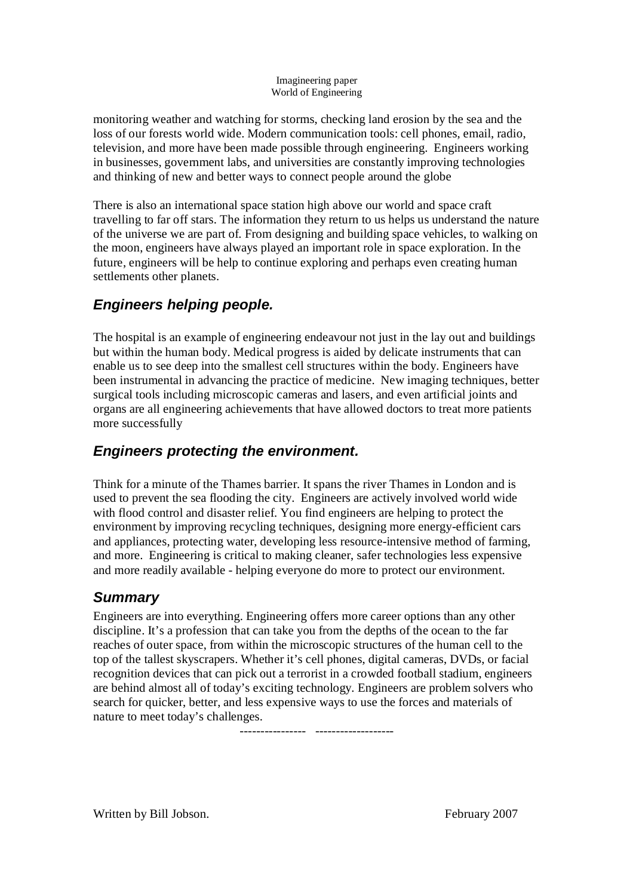monitoring weather and watching for storms, checking land erosion by the sea and the loss of our forests world wide. Modern communication tools: cell phones, email, radio, television, and more have been made possible through engineering. Engineers working in businesses, government labs, and universities are constantly improving technologies and thinking of new and better ways to connect people around the globe

There is also an international space station high above our world and space craft travelling to far off stars. The information they return to us helps us understand the nature of the universe we are part of. From designing and building space vehicles, to walking on the moon, engineers have always played an important role in space exploration. In the future, engineers will be help to continue exploring and perhaps even creating human settlements other planets.

## *Engineers helping people.*

The hospital is an example of engineering endeavour not just in the lay out and buildings but within the human body. Medical progress is aided by delicate instruments that can enable us to see deep into the smallest cell structures within the body. Engineers have been instrumental in advancing the practice of medicine. New imaging techniques, better surgical tools including microscopic cameras and lasers, and even artificial joints and organs are all engineering achievements that have allowed doctors to treat more patients more successfully

## *Engineers protecting the environment.*

Think for a minute of the Thames barrier. It spans the river Thames in London and is used to prevent the sea flooding the city. Engineers are actively involved world wide with flood control and disaster relief. You find engineers are helping to protect the environment by improving recycling techniques, designing more energy-efficient cars and appliances, protecting water, developing less resource-intensive method of farming, and more. Engineering is critical to making cleaner, safer technologies less expensive and more readily available - helping everyone do more to protect our environment.

## *Summary*

Engineers are into everything. Engineering offers more career options than any other discipline. It's a profession that can take you from the depths of the ocean to the far reaches of outer space, from within the microscopic structures of the human cell to the top of the tallest skyscrapers. Whether it's cell phones, digital cameras, DVDs, or facial recognition devices that can pick out a terrorist in a crowded football stadium, engineers are behind almost all of today's exciting technology. Engineers are problem solvers who search for quicker, better, and less expensive ways to use the forces and materials of nature to meet today's challenges.

---------------- -------------------

Written by Bill Jobson. February 2007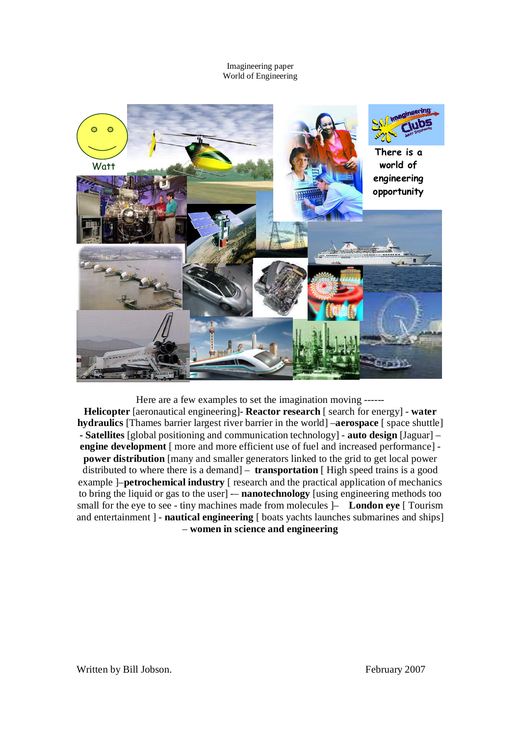Imagineering paper
World of Engineering

Watt

There is a world of engineering opportunity

Here are a few examples to set the imagination moving ------
**Helicopter** [aeronautical engineering]- **Reactor research** [ search for energy] - **water hydraulics** [Thames barrier largest river barrier in the world] –**aerospace** [ space shuttle] - **Satellites** [global positioning and communication technology] - **auto design** [Jaguar] – **engine development** [ more and more efficient use of fuel and increased performance] - **power distribution** [many and smaller generators linked to the grid to get local power distributed to where there is a demand] – **transportation** [ High speed trains is a good example ]–**petrochemical industry** [ research and the practical application of mechanics to bring the liquid or gas to the user] -– **nanotechnology** [using engineering methods too small for the eye to see - tiny machines made from molecules ]– **London eye** [ Tourism and entertainment ] - **nautical engineering** [ boats yachts launches submarines and ships] – **women in science and engineering**

Written by Bill Jobson. February 2007